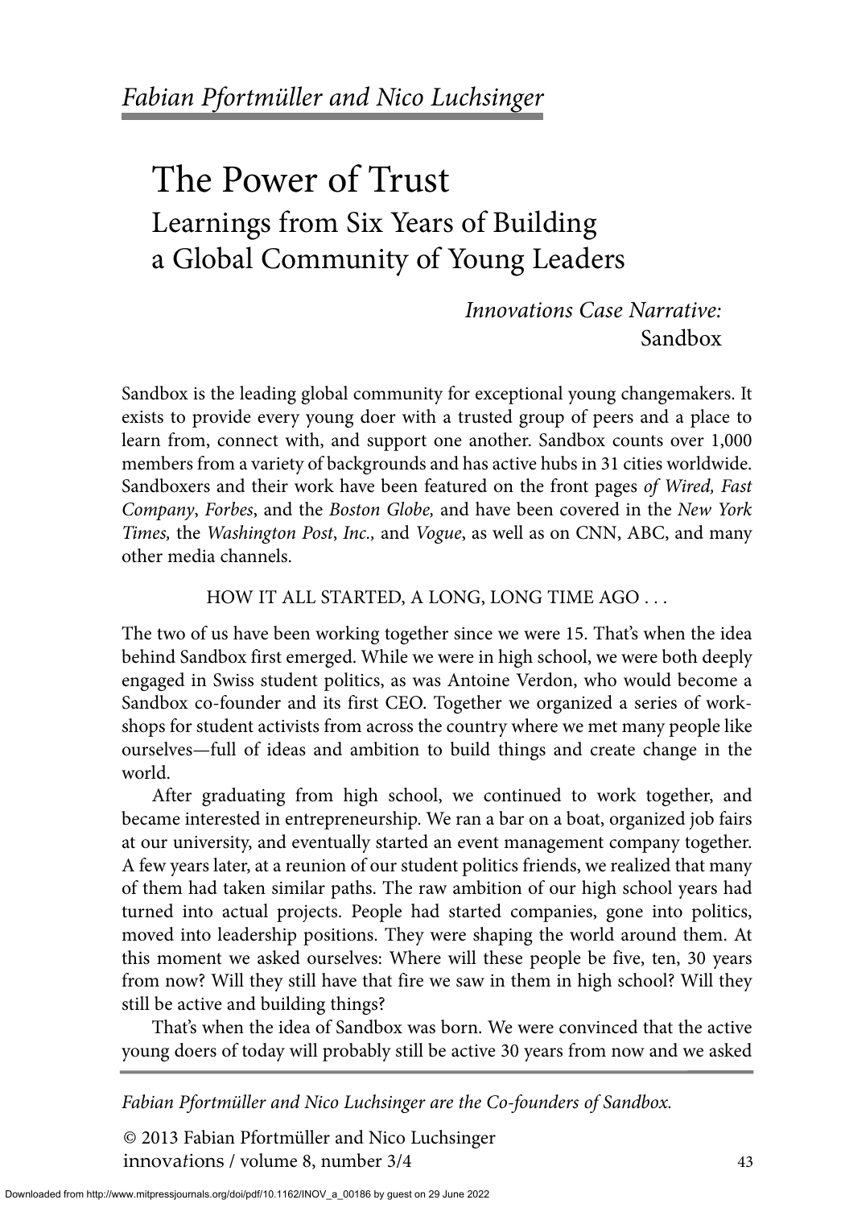*Fabian Pfortmüller and Nico Luchsinger*

# The Power of Trust

## Learnings from Six Years of Building a Global Community of Young Leaders

*Innovations Case Narrative:*
Sandbox

Sandbox is the leading global community for exceptional young changemakers. It exists to provide every young doer with a trusted group of peers and a place to learn from, connect with, and support one another. Sandbox counts over 1,000 members from a variety of backgrounds and has active hubs in 31 cities worldwide. Sandboxers and their work have been featured on the front pages *of Wired, Fast Company*, *Forbes*, and the *Boston Globe,* and have been covered in the *New York Times,* the *Washington Post*, *Inc.,* and *Vogue*, as well as on CNN, ABC, and many other media channels.

### HOW IT ALL STARTED, A LONG, LONG TIME AGO . . .

The two of us have been working together since we were 15. That's when the idea behind Sandbox first emerged. While we were in high school, we were both deeply engaged in Swiss student politics, as was Antoine Verdon, who would become a Sandbox co-founder and its first CEO. Together we organized a series of workshops for student activists from across the country where we met many people like ourselves—full of ideas and ambition to build things and create change in the world.

After graduating from high school, we continued to work together, and became interested in entrepreneurship. We ran a bar on a boat, organized job fairs at our university, and eventually started an event management company together. A few years later, at a reunion of our student politics friends, we realized that many of them had taken similar paths. The raw ambition of our high school years had turned into actual projects. People had started companies, gone into politics, moved into leadership positions. They were shaping the world around them. At this moment we asked ourselves: Where will these people be five, ten, 30 years from now? Will they still have that fire we saw in them in high school? Will they still be active and building things?

That's when the idea of Sandbox was born. We were convinced that the active young doers of today will probably still be active 30 years from now and we asked

*Fabian Pfortmüller and Nico Luchsinger are the Co-founders of Sandbox.*

© 2013 Fabian Pfortmüller and Nico Luchsinger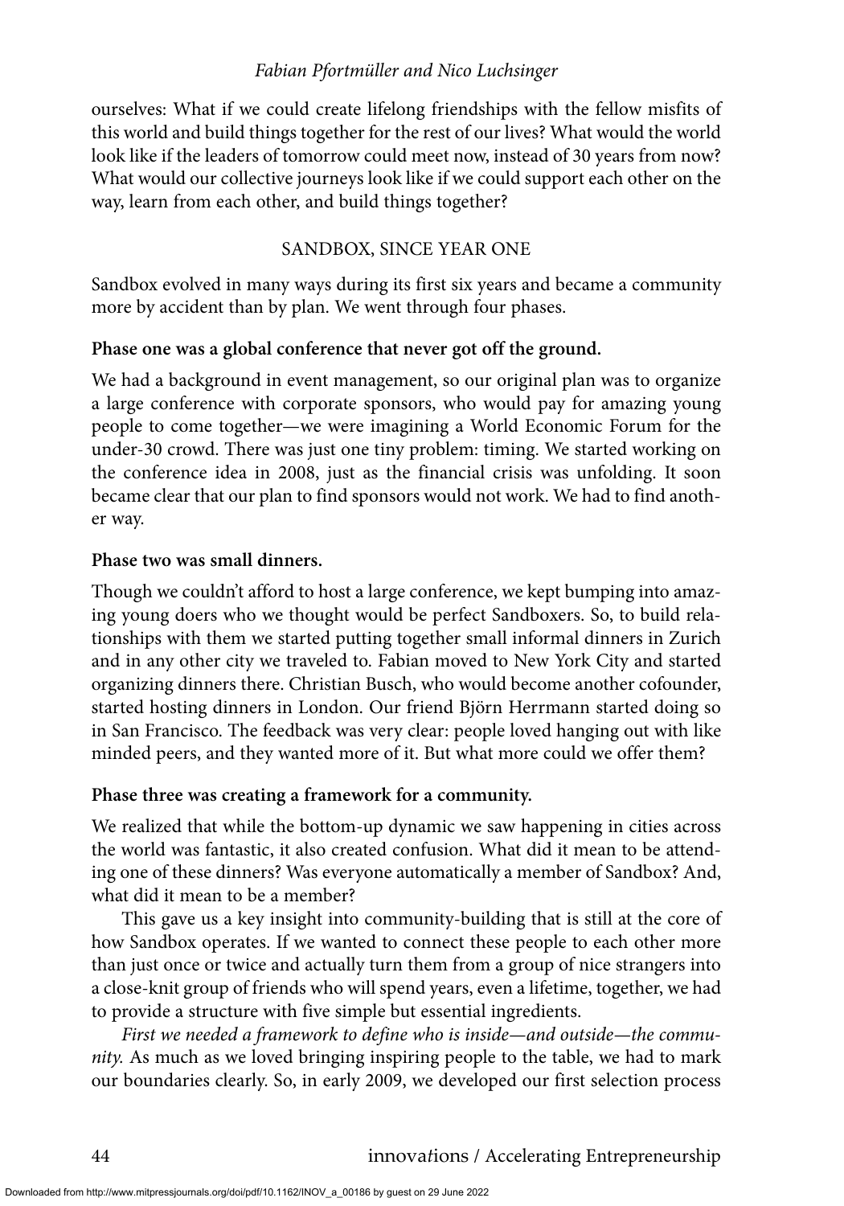ourselves: What if we could create lifelong friendships with the fellow misfits of this world and build things together for the rest of our lives? What would the world look like if the leaders of tomorrow could meet now, instead of 30 years from now? What would our collective journeys look like if we could support each other on the way, learn from each other, and build things together?

## SANDBOX, SINCE YEAR ONE

Sandbox evolved in many ways during its first six years and became a community more by accident than by plan. We went through four phases.

**Phase one was a global conference that never got off the ground.**

We had a background in event management, so our original plan was to organize a large conference with corporate sponsors, who would pay for amazing young people to come together—we were imagining a World Economic Forum for the under-30 crowd. There was just one tiny problem: timing. We started working on the conference idea in 2008, just as the financial crisis was unfolding. It soon became clear that our plan to find sponsors would not work. We had to find another way.

**Phase two was small dinners.**

Though we couldn't afford to host a large conference, we kept bumping into amazing young doers who we thought would be perfect Sandboxers. So, to build relationships with them we started putting together small informal dinners in Zurich and in any other city we traveled to. Fabian moved to New York City and started organizing dinners there. Christian Busch, who would become another cofounder, started hosting dinners in London. Our friend Björn Herrmann started doing so in San Francisco. The feedback was very clear: people loved hanging out with like minded peers, and they wanted more of it. But what more could we offer them?

**Phase three was creating a framework for a community.**

We realized that while the bottom-up dynamic we saw happening in cities across the world was fantastic, it also created confusion. What did it mean to be attending one of these dinners? Was everyone automatically a member of Sandbox? And, what did it mean to be a member?

This gave us a key insight into community-building that is still at the core of how Sandbox operates. If we wanted to connect these people to each other more than just once or twice and actually turn them from a group of nice strangers into a close-knit group of friends who will spend years, even a lifetime, together, we had to provide a structure with five simple but essential ingredients.

*First we needed a framework to define who is inside—and outside—the community.* As much as we loved bringing inspiring people to the table, we had to mark our boundaries clearly. So, in early 2009, we developed our first selection process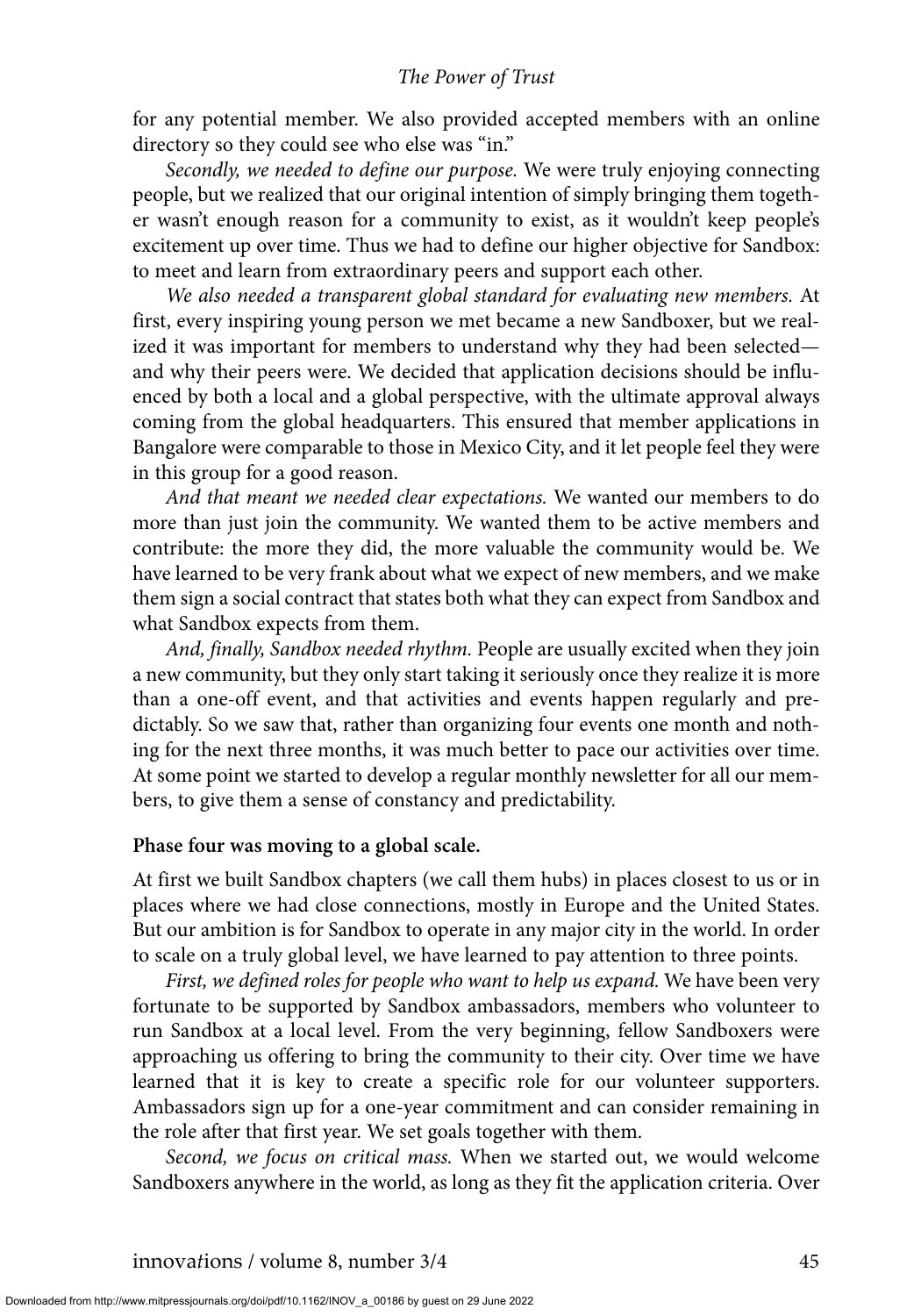for any potential member. We also provided accepted members with an online directory so they could see who else was "in."

*Secondly, we needed to define our purpose.* We were truly enjoying connecting people, but we realized that our original intention of simply bringing them together wasn't enough reason for a community to exist, as it wouldn't keep people's excitement up over time. Thus we had to define our higher objective for Sandbox: to meet and learn from extraordinary peers and support each other.

*We also needed a transparent global standard for evaluating new members.* At first, every inspiring young person we met became a new Sandboxer, but we realized it was important for members to understand why they had been selected—and why their peers were. We decided that application decisions should be influenced by both a local and a global perspective, with the ultimate approval always coming from the global headquarters. This ensured that member applications in Bangalore were comparable to those in Mexico City, and it let people feel they were in this group for a good reason.

*And that meant we needed clear expectations.* We wanted our members to do more than just join the community. We wanted them to be active members and contribute: the more they did, the more valuable the community would be. We have learned to be very frank about what we expect of new members, and we make them sign a social contract that states both what they can expect from Sandbox and what Sandbox expects from them.

*And, finally, Sandbox needed rhythm.* People are usually excited when they join a new community, but they only start taking it seriously once they realize it is more than a one-off event, and that activities and events happen regularly and predictably. So we saw that, rather than organizing four events one month and nothing for the next three months, it was much better to pace our activities over time. At some point we started to develop a regular monthly newsletter for all our members, to give them a sense of constancy and predictability.

**Phase four was moving to a global scale.**

At first we built Sandbox chapters (we call them hubs) in places closest to us or in places where we had close connections, mostly in Europe and the United States. But our ambition is for Sandbox to operate in any major city in the world. In order to scale on a truly global level, we have learned to pay attention to three points.

*First, we defined roles for people who want to help us expand.* We have been very fortunate to be supported by Sandbox ambassadors, members who volunteer to run Sandbox at a local level. From the very beginning, fellow Sandboxers were approaching us offering to bring the community to their city. Over time we have learned that it is key to create a specific role for our volunteer supporters. Ambassadors sign up for a one-year commitment and can consider remaining in the role after that first year. We set goals together with them.

*Second, we focus on critical mass.* When we started out, we would welcome Sandboxers anywhere in the world, as long as they fit the application criteria. Over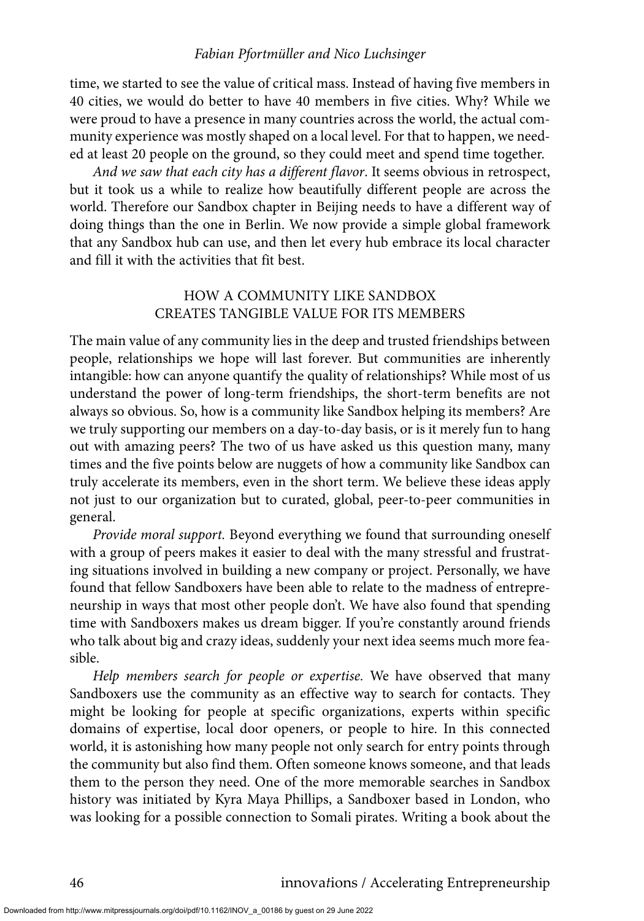time, we started to see the value of critical mass. Instead of having five members in 40 cities, we would do better to have 40 members in five cities. Why? While we were proud to have a presence in many countries across the world, the actual community experience was mostly shaped on a local level. For that to happen, we needed at least 20 people on the ground, so they could meet and spend time together.

*And we saw that each city has a different flavor*. It seems obvious in retrospect, but it took us a while to realize how beautifully different people are across the world. Therefore our Sandbox chapter in Beijing needs to have a different way of doing things than the one in Berlin. We now provide a simple global framework that any Sandbox hub can use, and then let every hub embrace its local character and fill it with the activities that fit best.

## HOW A COMMUNITY LIKE SANDBOX CREATES TANGIBLE VALUE FOR ITS MEMBERS

The main value of any community lies in the deep and trusted friendships between people, relationships we hope will last forever. But communities are inherently intangible: how can anyone quantify the quality of relationships? While most of us understand the power of long-term friendships, the short-term benefits are not always so obvious. So, how is a community like Sandbox helping its members? Are we truly supporting our members on a day-to-day basis, or is it merely fun to hang out with amazing peers? The two of us have asked us this question many, many times and the five points below are nuggets of how a community like Sandbox can truly accelerate its members, even in the short term. We believe these ideas apply not just to our organization but to curated, global, peer-to-peer communities in general.

*Provide moral support.* Beyond everything we found that surrounding oneself with a group of peers makes it easier to deal with the many stressful and frustrating situations involved in building a new company or project. Personally, we have found that fellow Sandboxers have been able to relate to the madness of entrepreneurship in ways that most other people don't. We have also found that spending time with Sandboxers makes us dream bigger. If you're constantly around friends who talk about big and crazy ideas, suddenly your next idea seems much more feasible.

*Help members search for people or expertise.* We have observed that many Sandboxers use the community as an effective way to search for contacts. They might be looking for people at specific organizations, experts within specific domains of expertise, local door openers, or people to hire. In this connected world, it is astonishing how many people not only search for entry points through the community but also find them. Often someone knows someone, and that leads them to the person they need. One of the more memorable searches in Sandbox history was initiated by Kyra Maya Phillips, a Sandboxer based in London, who was looking for a possible connection to Somali pirates. Writing a book about the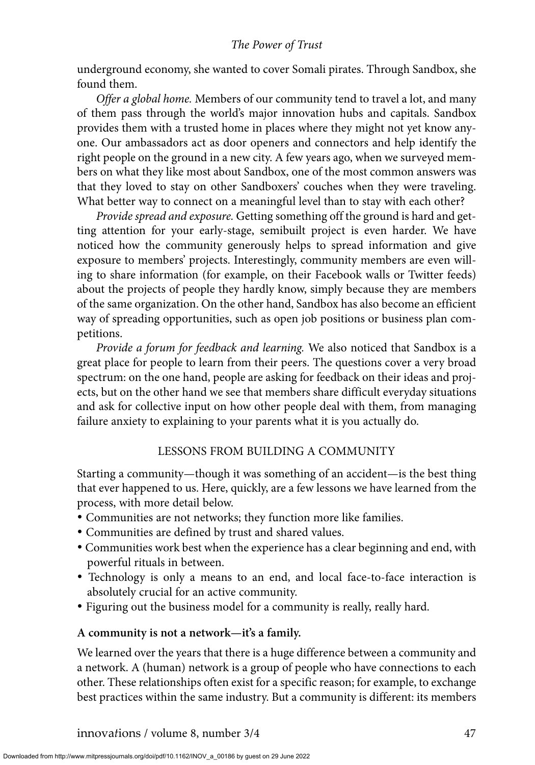underground economy, she wanted to cover Somali pirates. Through Sandbox, she found them.

*Offer a global home.* Members of our community tend to travel a lot, and many of them pass through the world's major innovation hubs and capitals. Sandbox provides them with a trusted home in places where they might not yet know anyone. Our ambassadors act as door openers and connectors and help identify the right people on the ground in a new city. A few years ago, when we surveyed members on what they like most about Sandbox, one of the most common answers was that they loved to stay on other Sandboxers' couches when they were traveling. What better way to connect on a meaningful level than to stay with each other?

*Provide spread and exposure.* Getting something off the ground is hard and getting attention for your early-stage, semibuilt project is even harder. We have noticed how the community generously helps to spread information and give exposure to members' projects. Interestingly, community members are even willing to share information (for example, on their Facebook walls or Twitter feeds) about the projects of people they hardly know, simply because they are members of the same organization. On the other hand, Sandbox has also become an efficient way of spreading opportunities, such as open job positions or business plan competitions.

*Provide a forum for feedback and learning.* We also noticed that Sandbox is a great place for people to learn from their peers. The questions cover a very broad spectrum: on the one hand, people are asking for feedback on their ideas and projects, but on the other hand we see that members share difficult everyday situations and ask for collective input on how other people deal with them, from managing failure anxiety to explaining to your parents what it is you actually do.

## LESSONS FROM BUILDING A COMMUNITY

Starting a community—though it was something of an accident—is the best thing that ever happened to us. Here, quickly, are a few lessons we have learned from the process, with more detail below.

- Communities are not networks; they function more like families.
- Communities are defined by trust and shared values.
- Communities work best when the experience has a clear beginning and end, with powerful rituals in between.
- Technology is only a means to an end, and local face-to-face interaction is absolutely crucial for an active community.
- Figuring out the business model for a community is really, really hard.

### A community is not a network—it's a family.

We learned over the years that there is a huge difference between a community and a network. A (human) network is a group of people who have connections to each other. These relationships often exist for a specific reason; for example, to exchange best practices within the same industry. But a community is different: its members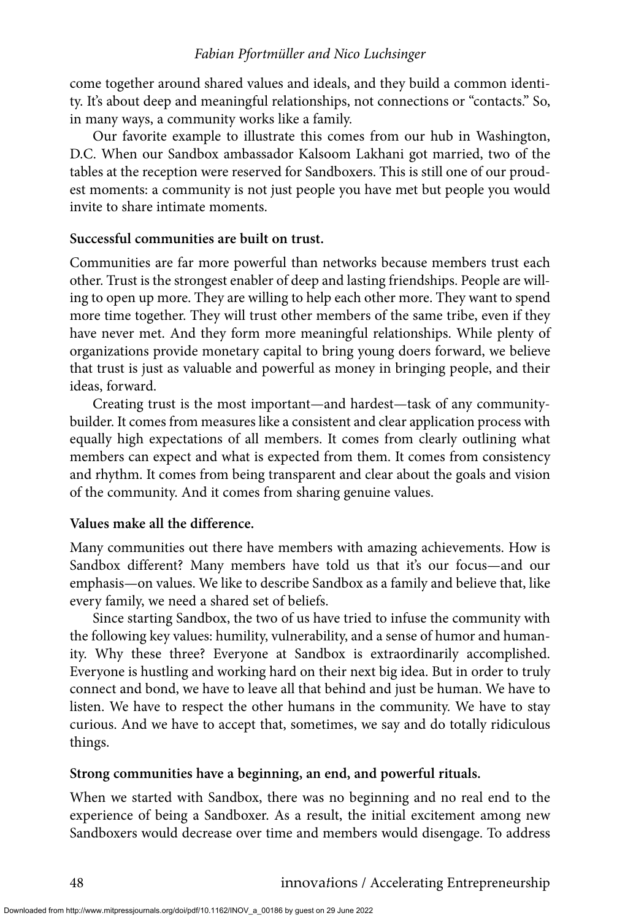come together around shared values and ideals, and they build a common identity. It's about deep and meaningful relationships, not connections or "contacts." So, in many ways, a community works like a family.

Our favorite example to illustrate this comes from our hub in Washington, D.C. When our Sandbox ambassador Kalsoom Lakhani got married, two of the tables at the reception were reserved for Sandboxers. This is still one of our proudest moments: a community is not just people you have met but people you would invite to share intimate moments.

**Successful communities are built on trust.**

Communities are far more powerful than networks because members trust each other. Trust is the strongest enabler of deep and lasting friendships. People are willing to open up more. They are willing to help each other more. They want to spend more time together. They will trust other members of the same tribe, even if they have never met. And they form more meaningful relationships. While plenty of organizations provide monetary capital to bring young doers forward, we believe that trust is just as valuable and powerful as money in bringing people, and their ideas, forward.

Creating trust is the most important—and hardest—task of any community-builder. It comes from measures like a consistent and clear application process with equally high expectations of all members. It comes from clearly outlining what members can expect and what is expected from them. It comes from consistency and rhythm. It comes from being transparent and clear about the goals and vision of the community. And it comes from sharing genuine values.

**Values make all the difference.**

Many communities out there have members with amazing achievements. How is Sandbox different? Many members have told us that it's our focus—and our emphasis—on values. We like to describe Sandbox as a family and believe that, like every family, we need a shared set of beliefs.

Since starting Sandbox, the two of us have tried to infuse the community with the following key values: humility, vulnerability, and a sense of humor and humanity. Why these three? Everyone at Sandbox is extraordinarily accomplished. Everyone is hustling and working hard on their next big idea. But in order to truly connect and bond, we have to leave all that behind and just be human. We have to listen. We have to respect the other humans in the community. We have to stay curious. And we have to accept that, sometimes, we say and do totally ridiculous things.

**Strong communities have a beginning, an end, and powerful rituals.**

When we started with Sandbox, there was no beginning and no real end to the experience of being a Sandboxer. As a result, the initial excitement among new Sandboxers would decrease over time and members would disengage. To address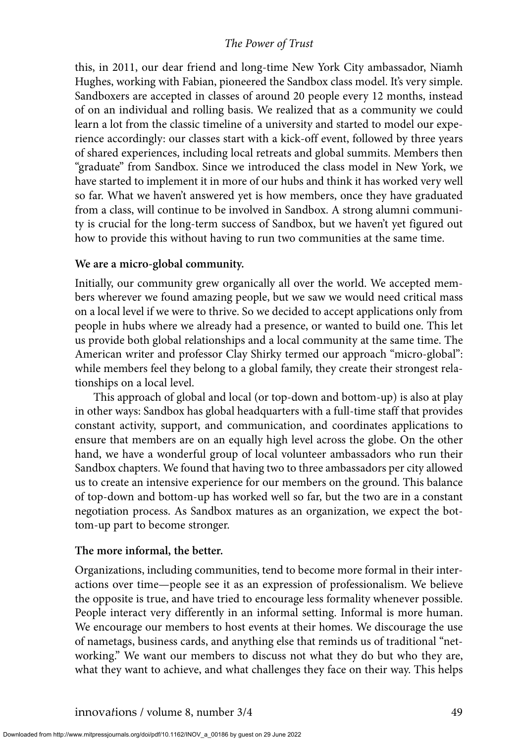this, in 2011, our dear friend and long-time New York City ambassador, Niamh Hughes, working with Fabian, pioneered the Sandbox class model. It's very simple. Sandboxers are accepted in classes of around 20 people every 12 months, instead of on an individual and rolling basis. We realized that as a community we could learn a lot from the classic timeline of a university and started to model our experience accordingly: our classes start with a kick-off event, followed by three years of shared experiences, including local retreats and global summits. Members then "graduate" from Sandbox. Since we introduced the class model in New York, we have started to implement it in more of our hubs and think it has worked very well so far. What we haven't answered yet is how members, once they have graduated from a class, will continue to be involved in Sandbox. A strong alumni community is crucial for the long-term success of Sandbox, but we haven't yet figured out how to provide this without having to run two communities at the same time.

**We are a micro-global community.**

Initially, our community grew organically all over the world. We accepted members wherever we found amazing people, but we saw we would need critical mass on a local level if we were to thrive. So we decided to accept applications only from people in hubs where we already had a presence, or wanted to build one. This let us provide both global relationships and a local community at the same time. The American writer and professor Clay Shirky termed our approach "micro-global": while members feel they belong to a global family, they create their strongest relationships on a local level.

This approach of global and local (or top-down and bottom-up) is also at play in other ways: Sandbox has global headquarters with a full-time staff that provides constant activity, support, and communication, and coordinates applications to ensure that members are on an equally high level across the globe. On the other hand, we have a wonderful group of local volunteer ambassadors who run their Sandbox chapters. We found that having two to three ambassadors per city allowed us to create an intensive experience for our members on the ground. This balance of top-down and bottom-up has worked well so far, but the two are in a constant negotiation process. As Sandbox matures as an organization, we expect the bottom-up part to become stronger.

**The more informal, the better.**

Organizations, including communities, tend to become more formal in their interactions over time—people see it as an expression of professionalism. We believe the opposite is true, and have tried to encourage less formality whenever possible. People interact very differently in an informal setting. Informal is more human. We encourage our members to host events at their homes. We discourage the use of nametags, business cards, and anything else that reminds us of traditional "networking." We want our members to discuss not what they do but who they are, what they want to achieve, and what challenges they face on their way. This helps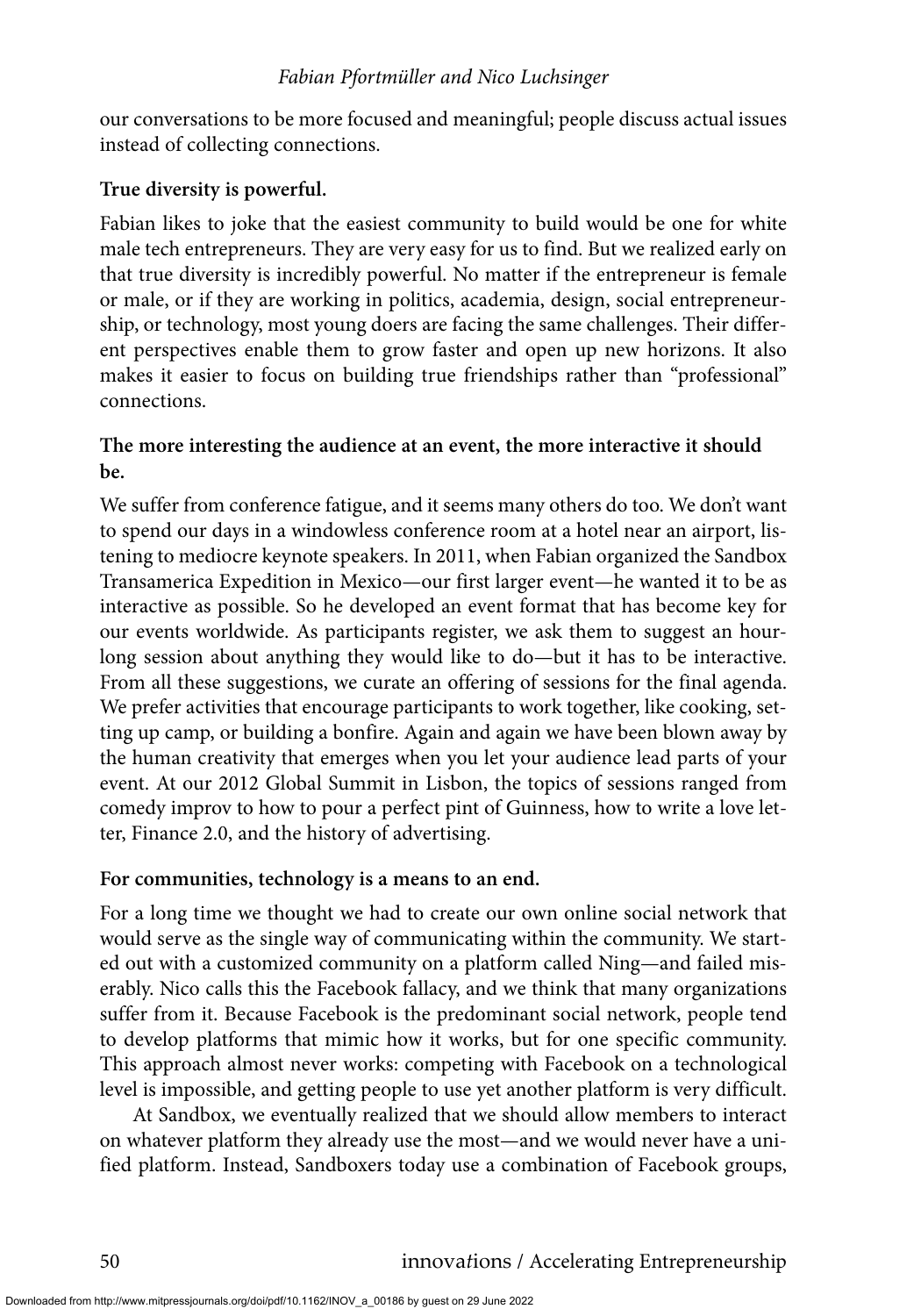our conversations to be more focused and meaningful; people discuss actual issues instead of collecting connections.

**True diversity is powerful.**

Fabian likes to joke that the easiest community to build would be one for white male tech entrepreneurs. They are very easy for us to find. But we realized early on that true diversity is incredibly powerful. No matter if the entrepreneur is female or male, or if they are working in politics, academia, design, social entrepreneurship, or technology, most young doers are facing the same challenges. Their different perspectives enable them to grow faster and open up new horizons. It also makes it easier to focus on building true friendships rather than "professional" connections.

**The more interesting the audience at an event, the more interactive it should be.**

We suffer from conference fatigue, and it seems many others do too. We don't want to spend our days in a windowless conference room at a hotel near an airport, listening to mediocre keynote speakers. In 2011, when Fabian organized the Sandbox Transamerica Expedition in Mexico—our first larger event—he wanted it to be as interactive as possible. So he developed an event format that has become key for our events worldwide. As participants register, we ask them to suggest an hour-long session about anything they would like to do—but it has to be interactive. From all these suggestions, we curate an offering of sessions for the final agenda. We prefer activities that encourage participants to work together, like cooking, setting up camp, or building a bonfire. Again and again we have been blown away by the human creativity that emerges when you let your audience lead parts of your event. At our 2012 Global Summit in Lisbon, the topics of sessions ranged from comedy improv to how to pour a perfect pint of Guinness, how to write a love letter, Finance 2.0, and the history of advertising.

**For communities, technology is a means to an end.**

For a long time we thought we had to create our own online social network that would serve as the single way of communicating within the community. We started out with a customized community on a platform called Ning—and failed miserably. Nico calls this the Facebook fallacy, and we think that many organizations suffer from it. Because Facebook is the predominant social network, people tend to develop platforms that mimic how it works, but for one specific community. This approach almost never works: competing with Facebook on a technological level is impossible, and getting people to use yet another platform is very difficult.

At Sandbox, we eventually realized that we should allow members to interact on whatever platform they already use the most—and we would never have a unified platform. Instead, Sandboxers today use a combination of Facebook groups,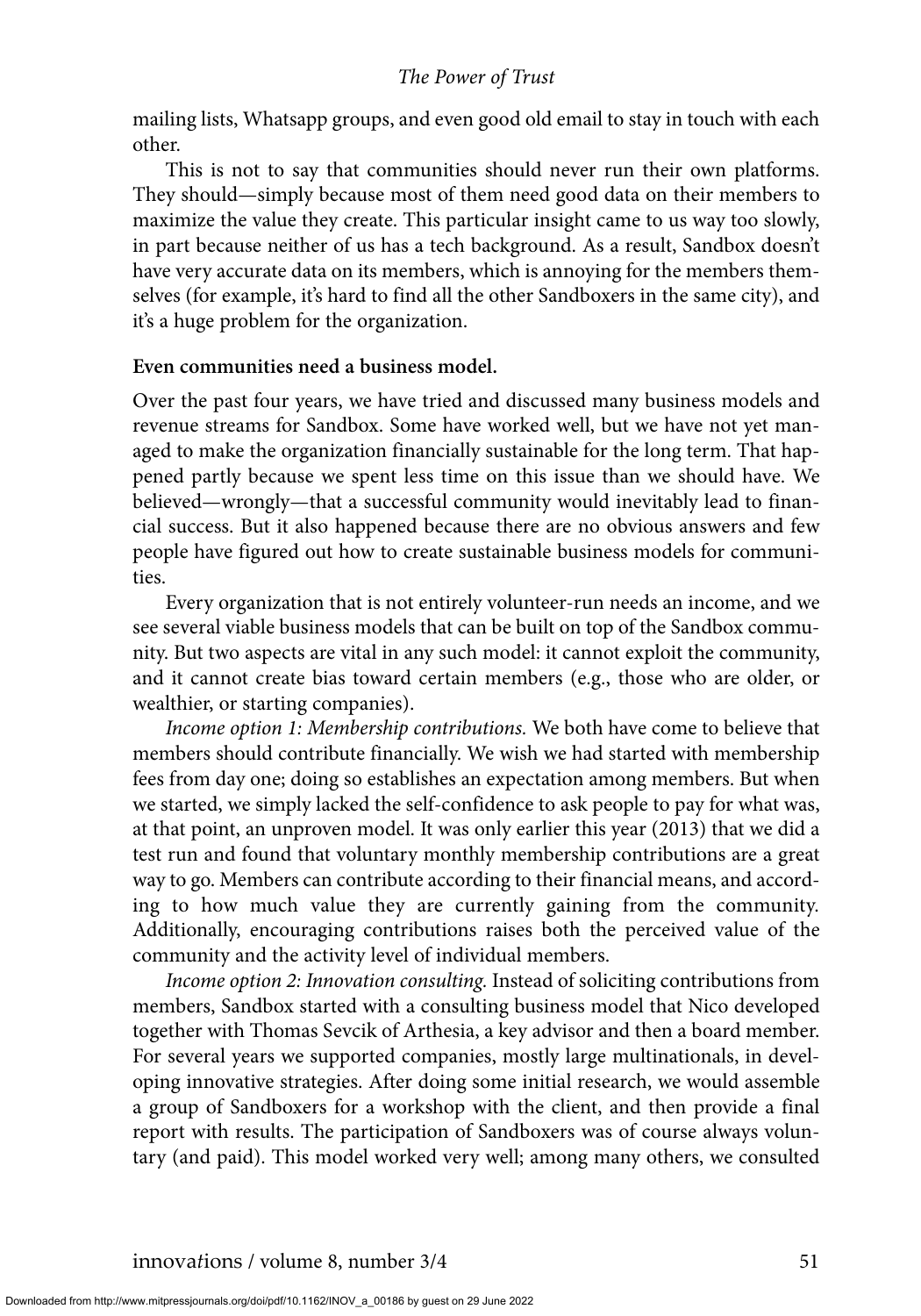mailing lists, Whatsapp groups, and even good old email to stay in touch with each other.

This is not to say that communities should never run their own platforms. They should—simply because most of them need good data on their members to maximize the value they create. This particular insight came to us way too slowly, in part because neither of us has a tech background. As a result, Sandbox doesn't have very accurate data on its members, which is annoying for the members themselves (for example, it's hard to find all the other Sandboxers in the same city), and it's a huge problem for the organization.

**Even communities need a business model.**

Over the past four years, we have tried and discussed many business models and revenue streams for Sandbox. Some have worked well, but we have not yet managed to make the organization financially sustainable for the long term. That happened partly because we spent less time on this issue than we should have. We believed—wrongly—that a successful community would inevitably lead to financial success. But it also happened because there are no obvious answers and few people have figured out how to create sustainable business models for communities.

Every organization that is not entirely volunteer-run needs an income, and we see several viable business models that can be built on top of the Sandbox community. But two aspects are vital in any such model: it cannot exploit the community, and it cannot create bias toward certain members (e.g., those who are older, or wealthier, or starting companies).

*Income option 1: Membership contributions.* We both have come to believe that members should contribute financially. We wish we had started with membership fees from day one; doing so establishes an expectation among members. But when we started, we simply lacked the self-confidence to ask people to pay for what was, at that point, an unproven model. It was only earlier this year (2013) that we did a test run and found that voluntary monthly membership contributions are a great way to go. Members can contribute according to their financial means, and according to how much value they are currently gaining from the community. Additionally, encouraging contributions raises both the perceived value of the community and the activity level of individual members.

*Income option 2: Innovation consulting.* Instead of soliciting contributions from members, Sandbox started with a consulting business model that Nico developed together with Thomas Sevcik of Arthesia, a key advisor and then a board member. For several years we supported companies, mostly large multinationals, in developing innovative strategies. After doing some initial research, we would assemble a group of Sandboxers for a workshop with the client, and then provide a final report with results. The participation of Sandboxers was of course always voluntary (and paid). This model worked very well; among many others, we consulted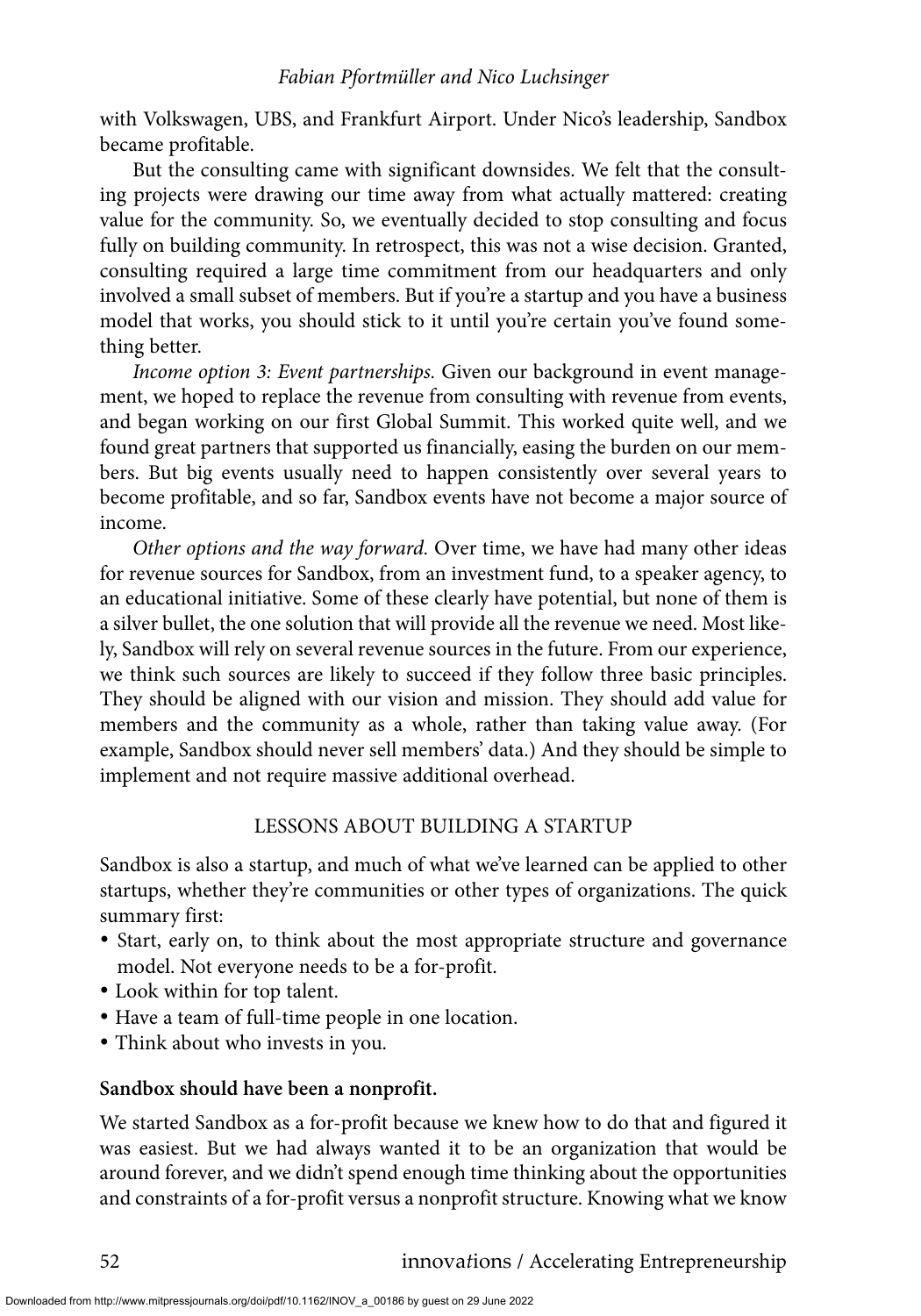with Volkswagen, UBS, and Frankfurt Airport. Under Nico's leadership, Sandbox became profitable.

But the consulting came with significant downsides. We felt that the consulting projects were drawing our time away from what actually mattered: creating value for the community. So, we eventually decided to stop consulting and focus fully on building community. In retrospect, this was not a wise decision. Granted, consulting required a large time commitment from our headquarters and only involved a small subset of members. But if you're a startup and you have a business model that works, you should stick to it until you're certain you've found something better.

*Income option 3: Event partnerships.* Given our background in event management, we hoped to replace the revenue from consulting with revenue from events, and began working on our first Global Summit. This worked quite well, and we found great partners that supported us financially, easing the burden on our members. But big events usually need to happen consistently over several years to become profitable, and so far, Sandbox events have not become a major source of income.

*Other options and the way forward.* Over time, we have had many other ideas for revenue sources for Sandbox, from an investment fund, to a speaker agency, to an educational initiative. Some of these clearly have potential, but none of them is a silver bullet, the one solution that will provide all the revenue we need. Most likely, Sandbox will rely on several revenue sources in the future. From our experience, we think such sources are likely to succeed if they follow three basic principles. They should be aligned with our vision and mission. They should add value for members and the community as a whole, rather than taking value away. (For example, Sandbox should never sell members' data.) And they should be simple to implement and not require massive additional overhead.

## LESSONS ABOUT BUILDING A STARTUP

Sandbox is also a startup, and much of what we've learned can be applied to other startups, whether they're communities or other types of organizations. The quick summary first:

- Start, early on, to think about the most appropriate structure and governance model. Not everyone needs to be a for-profit.
- Look within for top talent.
- Have a team of full-time people in one location.
- Think about who invests in you.

### Sandbox should have been a nonprofit.

We started Sandbox as a for-profit because we knew how to do that and figured it was easiest. But we had always wanted it to be an organization that would be around forever, and we didn't spend enough time thinking about the opportunities and constraints of a for-profit versus a nonprofit structure. Knowing what we know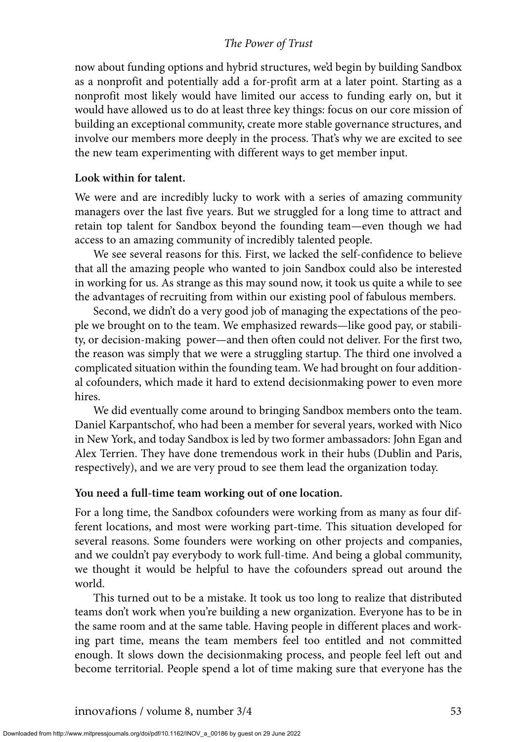now about funding options and hybrid structures, we'd begin by building Sandbox as a nonprofit and potentially add a for-profit arm at a later point. Starting as a nonprofit most likely would have limited our access to funding early on, but it would have allowed us to do at least three key things: focus on our core mission of building an exceptional community, create more stable governance structures, and involve our members more deeply in the process. That's why we are excited to see the new team experimenting with different ways to get member input.

**Look within for talent.**

We were and are incredibly lucky to work with a series of amazing community managers over the last five years. But we struggled for a long time to attract and retain top talent for Sandbox beyond the founding team—even though we had access to an amazing community of incredibly talented people.

We see several reasons for this. First, we lacked the self-confidence to believe that all the amazing people who wanted to join Sandbox could also be interested in working for us. As strange as this may sound now, it took us quite a while to see the advantages of recruiting from within our existing pool of fabulous members.

Second, we didn't do a very good job of managing the expectations of the people we brought on to the team. We emphasized rewards—like good pay, or stability, or decision-making power—and then often could not deliver. For the first two, the reason was simply that we were a struggling startup. The third one involved a complicated situation within the founding team. We had brought on four additional cofounders, which made it hard to extend decisionmaking power to even more hires.

We did eventually come around to bringing Sandbox members onto the team. Daniel Karpantschof, who had been a member for several years, worked with Nico in New York, and today Sandbox is led by two former ambassadors: John Egan and Alex Terrien. They have done tremendous work in their hubs (Dublin and Paris, respectively), and we are very proud to see them lead the organization today.

**You need a full-time team working out of one location.**

For a long time, the Sandbox cofounders were working from as many as four different locations, and most were working part-time. This situation developed for several reasons. Some founders were working on other projects and companies, and we couldn't pay everybody to work full-time. And being a global community, we thought it would be helpful to have the cofounders spread out around the world.

This turned out to be a mistake. It took us too long to realize that distributed teams don't work when you're building a new organization. Everyone has to be in the same room and at the same table. Having people in different places and working part time, means the team members feel too entitled and not committed enough. It slows down the decisionmaking process, and people feel left out and become territorial. People spend a lot of time making sure that everyone has the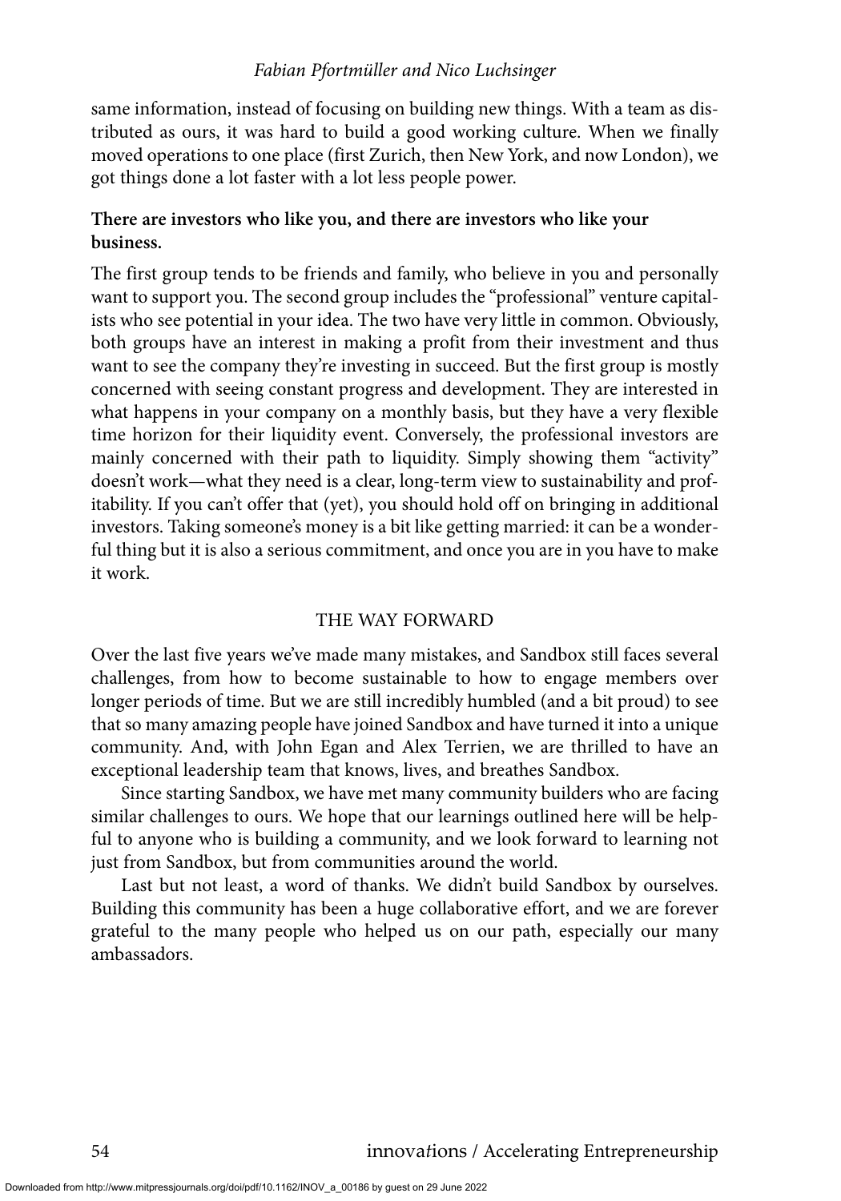same information, instead of focusing on building new things. With a team as distributed as ours, it was hard to build a good working culture. When we finally moved operations to one place (first Zurich, then New York, and now London), we got things done a lot faster with a lot less people power.

**There are investors who like you, and there are investors who like your business.**

The first group tends to be friends and family, who believe in you and personally want to support you. The second group includes the "professional" venture capitalists who see potential in your idea. The two have very little in common. Obviously, both groups have an interest in making a profit from their investment and thus want to see the company they're investing in succeed. But the first group is mostly concerned with seeing constant progress and development. They are interested in what happens in your company on a monthly basis, but they have a very flexible time horizon for their liquidity event. Conversely, the professional investors are mainly concerned with their path to liquidity. Simply showing them "activity" doesn't work—what they need is a clear, long-term view to sustainability and profitability. If you can't offer that (yet), you should hold off on bringing in additional investors. Taking someone's money is a bit like getting married: it can be a wonderful thing but it is also a serious commitment, and once you are in you have to make it work.

## THE WAY FORWARD

Over the last five years we've made many mistakes, and Sandbox still faces several challenges, from how to become sustainable to how to engage members over longer periods of time. But we are still incredibly humbled (and a bit proud) to see that so many amazing people have joined Sandbox and have turned it into a unique community. And, with John Egan and Alex Terrien, we are thrilled to have an exceptional leadership team that knows, lives, and breathes Sandbox.

Since starting Sandbox, we have met many community builders who are facing similar challenges to ours. We hope that our learnings outlined here will be helpful to anyone who is building a community, and we look forward to learning not just from Sandbox, but from communities around the world.

Last but not least, a word of thanks. We didn't build Sandbox by ourselves. Building this community has been a huge collaborative effort, and we are forever grateful to the many people who helped us on our path, especially our many ambassadors.